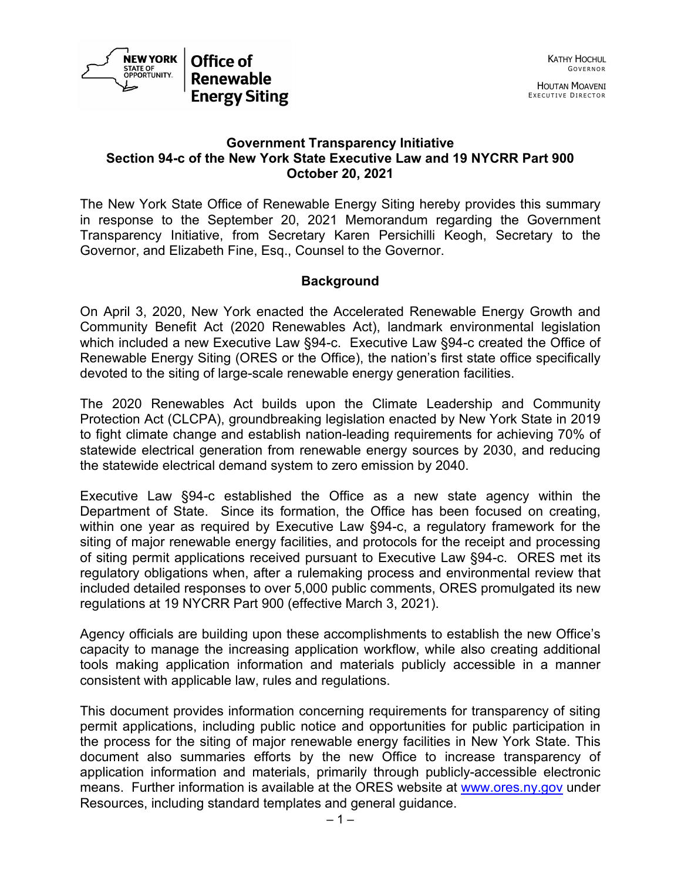NEW YORK STATE OF OPPORTUNITY. | Office of Renewable Energy Siting

KATHY HOCHUL
GOVERNOR

HOUTAN MOAVENI
EXECUTIVE DIRECTOR

**Government Transparency Initiative**
**Section 94-c of the New York State Executive Law and 19 NYCRR Part 900**
**October 20, 2021**

The New York State Office of Renewable Energy Siting hereby provides this summary in response to the September 20, 2021 Memorandum regarding the Government Transparency Initiative, from Secretary Karen Persichilli Keogh, Secretary to the Governor, and Elizabeth Fine, Esq., Counsel to the Governor.

## Background

On April 3, 2020, New York enacted the Accelerated Renewable Energy Growth and Community Benefit Act (2020 Renewables Act), landmark environmental legislation which included a new Executive Law §94-c. Executive Law §94-c created the Office of Renewable Energy Siting (ORES or the Office), the nation's first state office specifically devoted to the siting of large-scale renewable energy generation facilities.

The 2020 Renewables Act builds upon the Climate Leadership and Community Protection Act (CLCPA), groundbreaking legislation enacted by New York State in 2019 to fight climate change and establish nation-leading requirements for achieving 70% of statewide electrical generation from renewable energy sources by 2030, and reducing the statewide electrical demand system to zero emission by 2040.

Executive Law §94-c established the Office as a new state agency within the Department of State. Since its formation, the Office has been focused on creating, within one year as required by Executive Law §94-c, a regulatory framework for the siting of major renewable energy facilities, and protocols for the receipt and processing of siting permit applications received pursuant to Executive Law §94-c. ORES met its regulatory obligations when, after a rulemaking process and environmental review that included detailed responses to over 5,000 public comments, ORES promulgated its new regulations at 19 NYCRR Part 900 (effective March 3, 2021).

Agency officials are building upon these accomplishments to establish the new Office's capacity to manage the increasing application workflow, while also creating additional tools making application information and materials publicly accessible in a manner consistent with applicable law, rules and regulations.

This document provides information concerning requirements for transparency of siting permit applications, including public notice and opportunities for public participation in the process for the siting of major renewable energy facilities in New York State. This document also summaries efforts by the new Office to increase transparency of application information and materials, primarily through publicly-accessible electronic means. Further information is available at the ORES website at [www.ores.ny.gov](www.ores.ny.gov) under Resources, including standard templates and general guidance.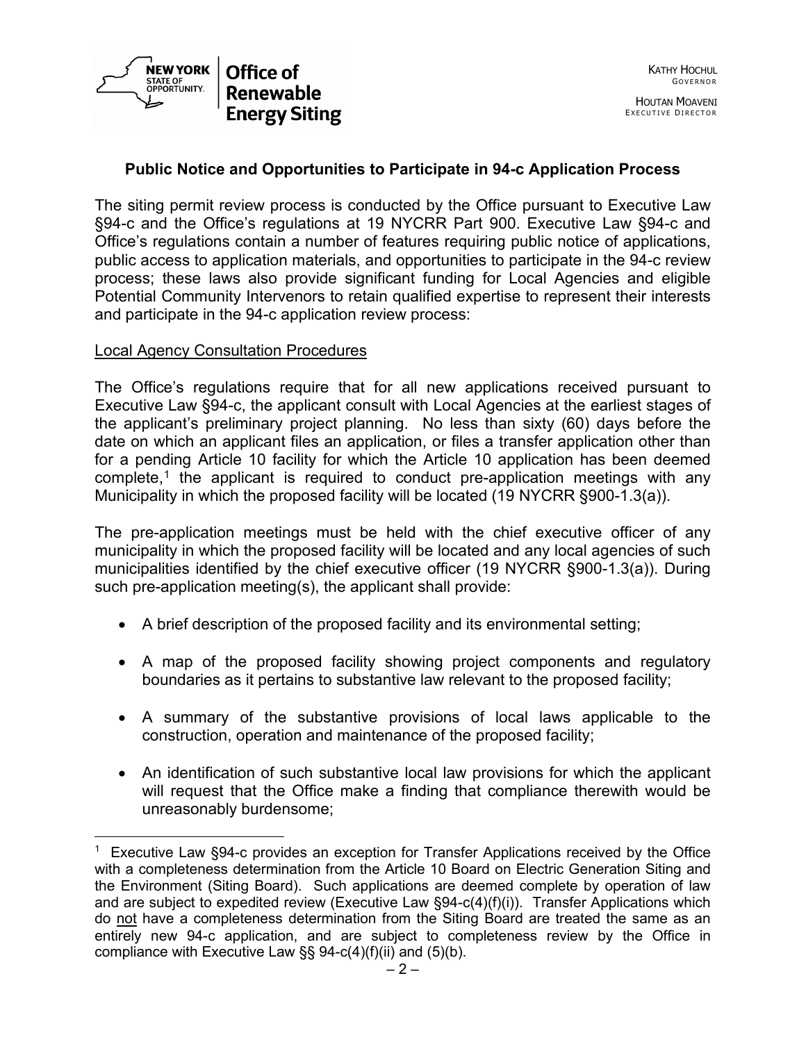### Public Notice and Opportunities to Participate in 94-c Application Process

The siting permit review process is conducted by the Office pursuant to Executive Law §94-c and the Office's regulations at 19 NYCRR Part 900. Executive Law §94-c and Office's regulations contain a number of features requiring public notice of applications, public access to application materials, and opportunities to participate in the 94-c review process; these laws also provide significant funding for Local Agencies and eligible Potential Community Intervenors to retain qualified expertise to represent their interests and participate in the 94-c application review process:

Local Agency Consultation Procedures

The Office's regulations require that for all new applications received pursuant to Executive Law §94-c, the applicant consult with Local Agencies at the earliest stages of the applicant's preliminary project planning. No less than sixty (60) days before the date on which an applicant files an application, or files a transfer application other than for a pending Article 10 facility for which the Article 10 application has been deemed complete,[1] the applicant is required to conduct pre-application meetings with any Municipality in which the proposed facility will be located (19 NYCRR §900-1.3(a)).

The pre-application meetings must be held with the chief executive officer of any municipality in which the proposed facility will be located and any local agencies of such municipalities identified by the chief executive officer (19 NYCRR §900-1.3(a)). During such pre-application meeting(s), the applicant shall provide:

- A brief description of the proposed facility and its environmental setting;
- A map of the proposed facility showing project components and regulatory boundaries as it pertains to substantive law relevant to the proposed facility;
- A summary of the substantive provisions of local laws applicable to the construction, operation and maintenance of the proposed facility;
- An identification of such substantive local law provisions for which the applicant will request that the Office make a finding that compliance therewith would be unreasonably burdensome;

[1] Executive Law §94-c provides an exception for Transfer Applications received by the Office with a completeness determination from the Article 10 Board on Electric Generation Siting and the Environment (Siting Board). Such applications are deemed complete by operation of law and are subject to expedited review (Executive Law §94-c(4)(f)(i)). Transfer Applications which do not have a completeness determination from the Siting Board are treated the same as an entirely new 94-c application, and are subject to completeness review by the Office in compliance with Executive Law §§ 94-c(4)(f)(ii) and (5)(b).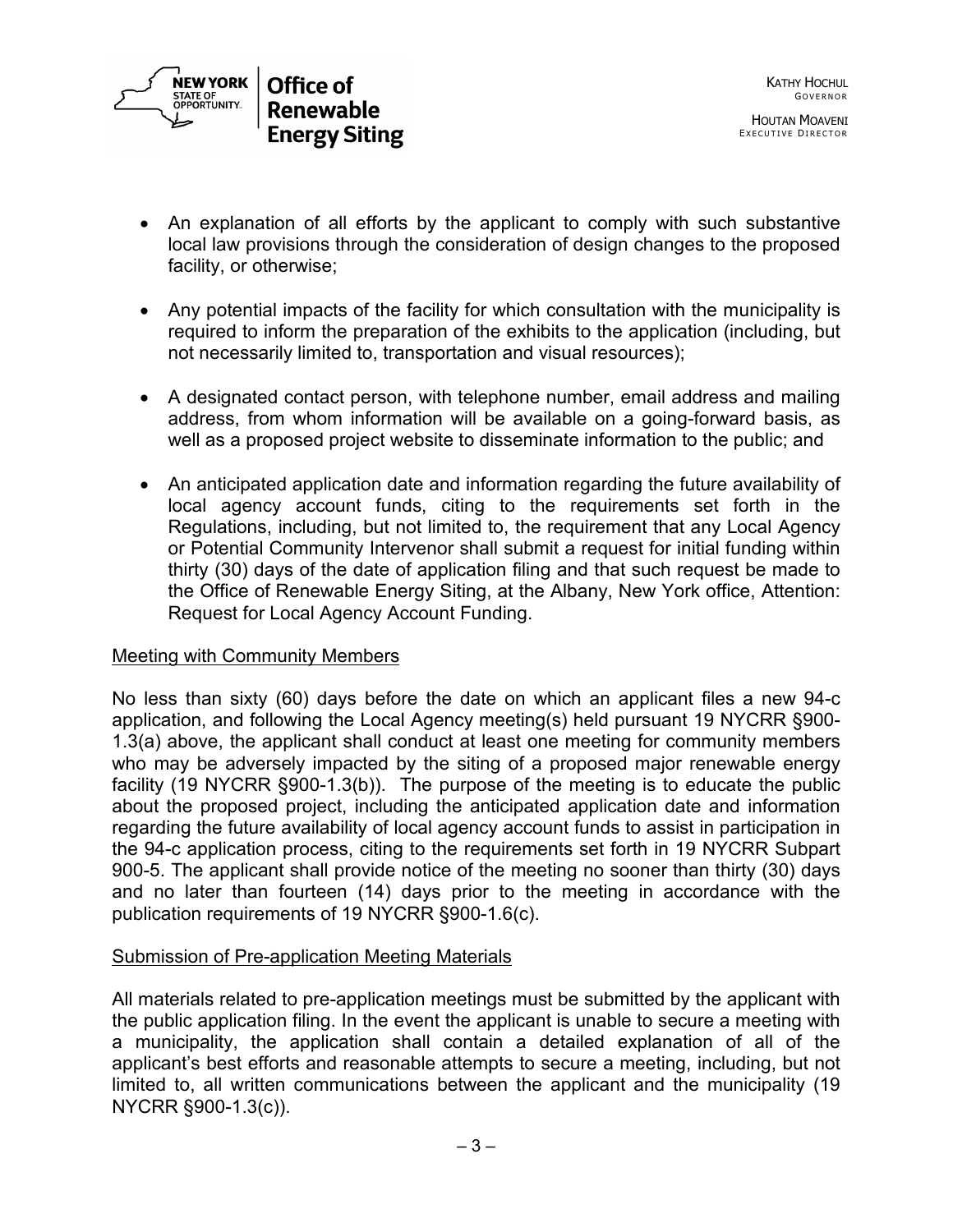- An explanation of all efforts by the applicant to comply with such substantive local law provisions through the consideration of design changes to the proposed facility, or otherwise;
- Any potential impacts of the facility for which consultation with the municipality is required to inform the preparation of the exhibits to the application (including, but not necessarily limited to, transportation and visual resources);
- A designated contact person, with telephone number, email address and mailing address, from whom information will be available on a going-forward basis, as well as a proposed project website to disseminate information to the public; and
- An anticipated application date and information regarding the future availability of local agency account funds, citing to the requirements set forth in the Regulations, including, but not limited to, the requirement that any Local Agency or Potential Community Intervenor shall submit a request for initial funding within thirty (30) days of the date of application filing and that such request be made to the Office of Renewable Energy Siting, at the Albany, New York office, Attention: Request for Local Agency Account Funding.

<u>Meeting with Community Members</u>

No less than sixty (60) days before the date on which an applicant files a new 94-c application, and following the Local Agency meeting(s) held pursuant 19 NYCRR §900-1.3(a) above, the applicant shall conduct at least one meeting for community members who may be adversely impacted by the siting of a proposed major renewable energy facility (19 NYCRR §900-1.3(b)). The purpose of the meeting is to educate the public about the proposed project, including the anticipated application date and information regarding the future availability of local agency account funds to assist in participation in the 94-c application process, citing to the requirements set forth in 19 NYCRR Subpart 900-5. The applicant shall provide notice of the meeting no sooner than thirty (30) days and no later than fourteen (14) days prior to the meeting in accordance with the publication requirements of 19 NYCRR §900-1.6(c).

<u>Submission of Pre-application Meeting Materials</u>

All materials related to pre-application meetings must be submitted by the applicant with the public application filing. In the event the applicant is unable to secure a meeting with a municipality, the application shall contain a detailed explanation of all of the applicant's best efforts and reasonable attempts to secure a meeting, including, but not limited to, all written communications between the applicant and the municipality (19 NYCRR §900-1.3(c)).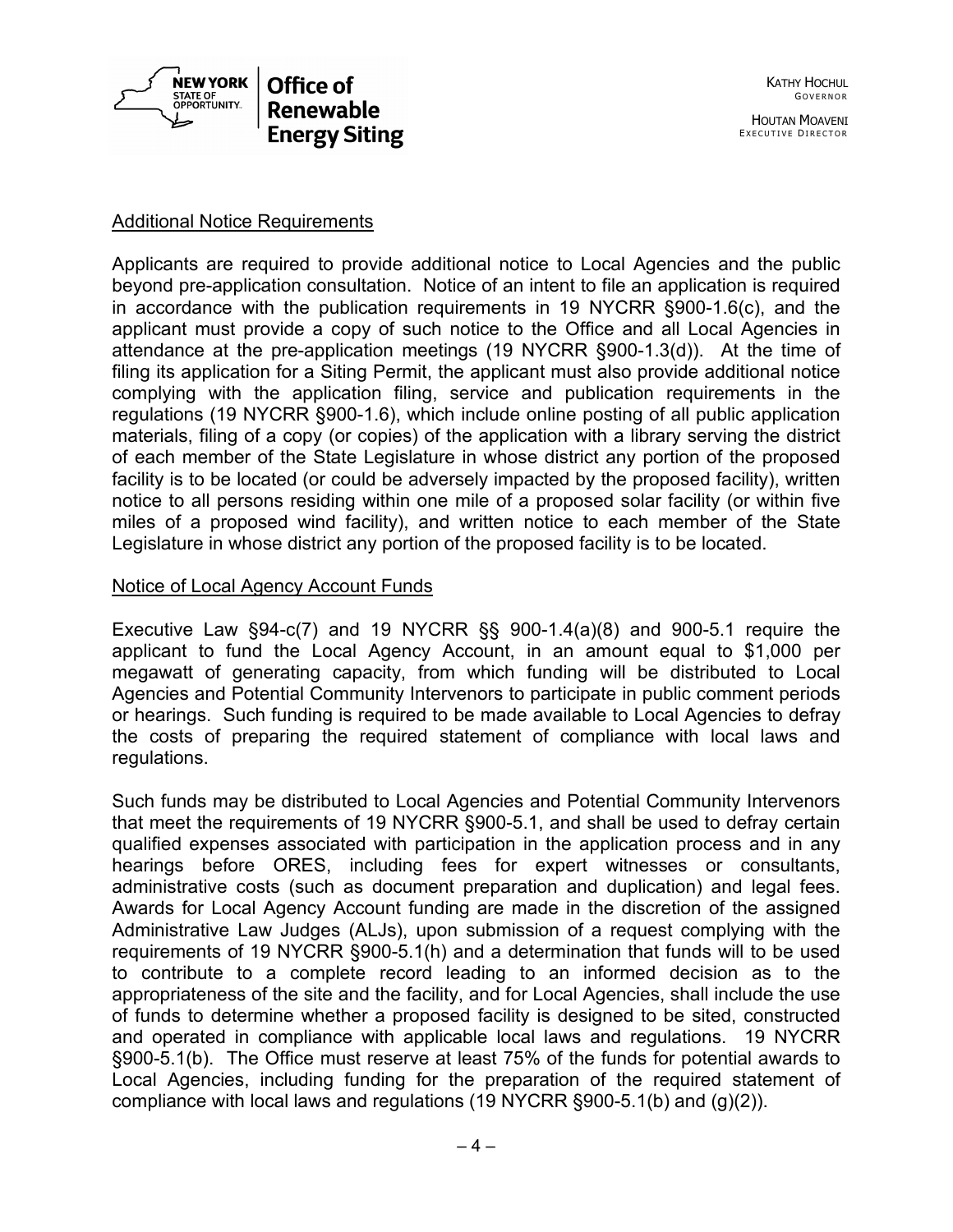Additional Notice Requirements

Applicants are required to provide additional notice to Local Agencies and the public beyond pre-application consultation. Notice of an intent to file an application is required in accordance with the publication requirements in 19 NYCRR §900-1.6(c), and the applicant must provide a copy of such notice to the Office and all Local Agencies in attendance at the pre-application meetings (19 NYCRR §900-1.3(d)). At the time of filing its application for a Siting Permit, the applicant must also provide additional notice complying with the application filing, service and publication requirements in the regulations (19 NYCRR §900-1.6), which include online posting of all public application materials, filing of a copy (or copies) of the application with a library serving the district of each member of the State Legislature in whose district any portion of the proposed facility is to be located (or could be adversely impacted by the proposed facility), written notice to all persons residing within one mile of a proposed solar facility (or within five miles of a proposed wind facility), and written notice to each member of the State Legislature in whose district any portion of the proposed facility is to be located.

Notice of Local Agency Account Funds

Executive Law §94-c(7) and 19 NYCRR §§ 900-1.4(a)(8) and 900-5.1 require the applicant to fund the Local Agency Account, in an amount equal to $1,000 per megawatt of generating capacity, from which funding will be distributed to Local Agencies and Potential Community Intervenors to participate in public comment periods or hearings. Such funding is required to be made available to Local Agencies to defray the costs of preparing the required statement of compliance with local laws and regulations.

Such funds may be distributed to Local Agencies and Potential Community Intervenors that meet the requirements of 19 NYCRR §900-5.1, and shall be used to defray certain qualified expenses associated with participation in the application process and in any hearings before ORES, including fees for expert witnesses or consultants, administrative costs (such as document preparation and duplication) and legal fees. Awards for Local Agency Account funding are made in the discretion of the assigned Administrative Law Judges (ALJs), upon submission of a request complying with the requirements of 19 NYCRR §900-5.1(h) and a determination that funds will to be used to contribute to a complete record leading to an informed decision as to the appropriateness of the site and the facility, and for Local Agencies, shall include the use of funds to determine whether a proposed facility is designed to be sited, constructed and operated in compliance with applicable local laws and regulations. 19 NYCRR §900-5.1(b). The Office must reserve at least 75% of the funds for potential awards to Local Agencies, including funding for the preparation of the required statement of compliance with local laws and regulations (19 NYCRR §900-5.1(b) and (g)(2)).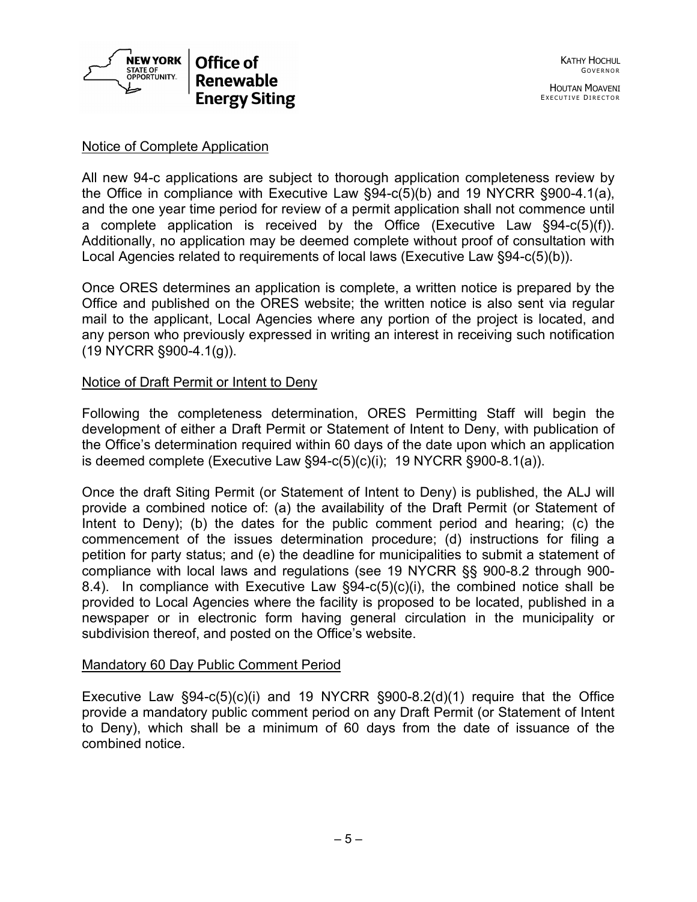## Notice of Complete Application

All new 94-c applications are subject to thorough application completeness review by the Office in compliance with Executive Law §94-c(5)(b) and 19 NYCRR §900-4.1(a), and the one year time period for review of a permit application shall not commence until a complete application is received by the Office (Executive Law §94-c(5)(f)). Additionally, no application may be deemed complete without proof of consultation with Local Agencies related to requirements of local laws (Executive Law §94-c(5)(b)).

Once ORES determines an application is complete, a written notice is prepared by the Office and published on the ORES website; the written notice is also sent via regular mail to the applicant, Local Agencies where any portion of the project is located, and any person who previously expressed in writing an interest in receiving such notification (19 NYCRR §900-4.1(g)).

## Notice of Draft Permit or Intent to Deny

Following the completeness determination, ORES Permitting Staff will begin the development of either a Draft Permit or Statement of Intent to Deny, with publication of the Office's determination required within 60 days of the date upon which an application is deemed complete (Executive Law §94-c(5)(c)(i); 19 NYCRR §900-8.1(a)).

Once the draft Siting Permit (or Statement of Intent to Deny) is published, the ALJ will provide a combined notice of: (a) the availability of the Draft Permit (or Statement of Intent to Deny); (b) the dates for the public comment period and hearing; (c) the commencement of the issues determination procedure; (d) instructions for filing a petition for party status; and (e) the deadline for municipalities to submit a statement of compliance with local laws and regulations (see 19 NYCRR §§ 900-8.2 through 900-8.4). In compliance with Executive Law §94-c(5)(c)(i), the combined notice shall be provided to Local Agencies where the facility is proposed to be located, published in a newspaper or in electronic form having general circulation in the municipality or subdivision thereof, and posted on the Office's website.

## Mandatory 60 Day Public Comment Period

Executive Law §94-c(5)(c)(i) and 19 NYCRR §900-8.2(d)(1) require that the Office provide a mandatory public comment period on any Draft Permit (or Statement of Intent to Deny), which shall be a minimum of 60 days from the date of issuance of the combined notice.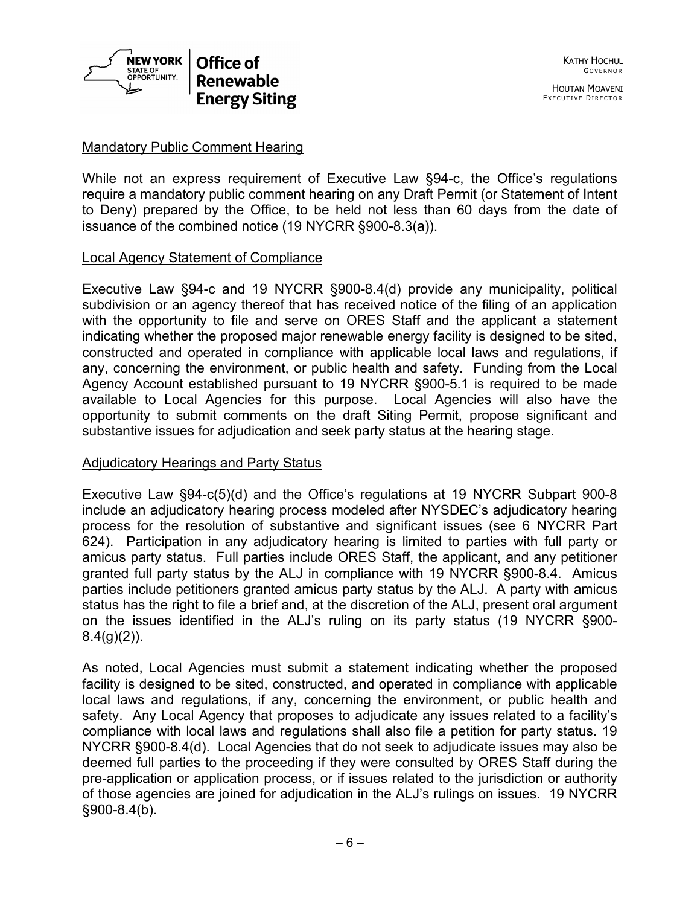## Mandatory Public Comment Hearing

While not an express requirement of Executive Law §94-c, the Office's regulations require a mandatory public comment hearing on any Draft Permit (or Statement of Intent to Deny) prepared by the Office, to be held not less than 60 days from the date of issuance of the combined notice (19 NYCRR §900-8.3(a)).

## Local Agency Statement of Compliance

Executive Law §94-c and 19 NYCRR §900-8.4(d) provide any municipality, political subdivision or an agency thereof that has received notice of the filing of an application with the opportunity to file and serve on ORES Staff and the applicant a statement indicating whether the proposed major renewable energy facility is designed to be sited, constructed and operated in compliance with applicable local laws and regulations, if any, concerning the environment, or public health and safety. Funding from the Local Agency Account established pursuant to 19 NYCRR §900-5.1 is required to be made available to Local Agencies for this purpose. Local Agencies will also have the opportunity to submit comments on the draft Siting Permit, propose significant and substantive issues for adjudication and seek party status at the hearing stage.

## Adjudicatory Hearings and Party Status

Executive Law §94-c(5)(d) and the Office's regulations at 19 NYCRR Subpart 900-8 include an adjudicatory hearing process modeled after NYSDEC's adjudicatory hearing process for the resolution of substantive and significant issues (see 6 NYCRR Part 624). Participation in any adjudicatory hearing is limited to parties with full party or amicus party status. Full parties include ORES Staff, the applicant, and any petitioner granted full party status by the ALJ in compliance with 19 NYCRR §900-8.4. Amicus parties include petitioners granted amicus party status by the ALJ. A party with amicus status has the right to file a brief and, at the discretion of the ALJ, present oral argument on the issues identified in the ALJ's ruling on its party status (19 NYCRR §900-8.4(g)(2)).

As noted, Local Agencies must submit a statement indicating whether the proposed facility is designed to be sited, constructed, and operated in compliance with applicable local laws and regulations, if any, concerning the environment, or public health and safety. Any Local Agency that proposes to adjudicate any issues related to a facility's compliance with local laws and regulations shall also file a petition for party status. 19 NYCRR §900-8.4(d). Local Agencies that do not seek to adjudicate issues may also be deemed full parties to the proceeding if they were consulted by ORES Staff during the pre-application or application process, or if issues related to the jurisdiction or authority of those agencies are joined for adjudication in the ALJ's rulings on issues. 19 NYCRR §900-8.4(b).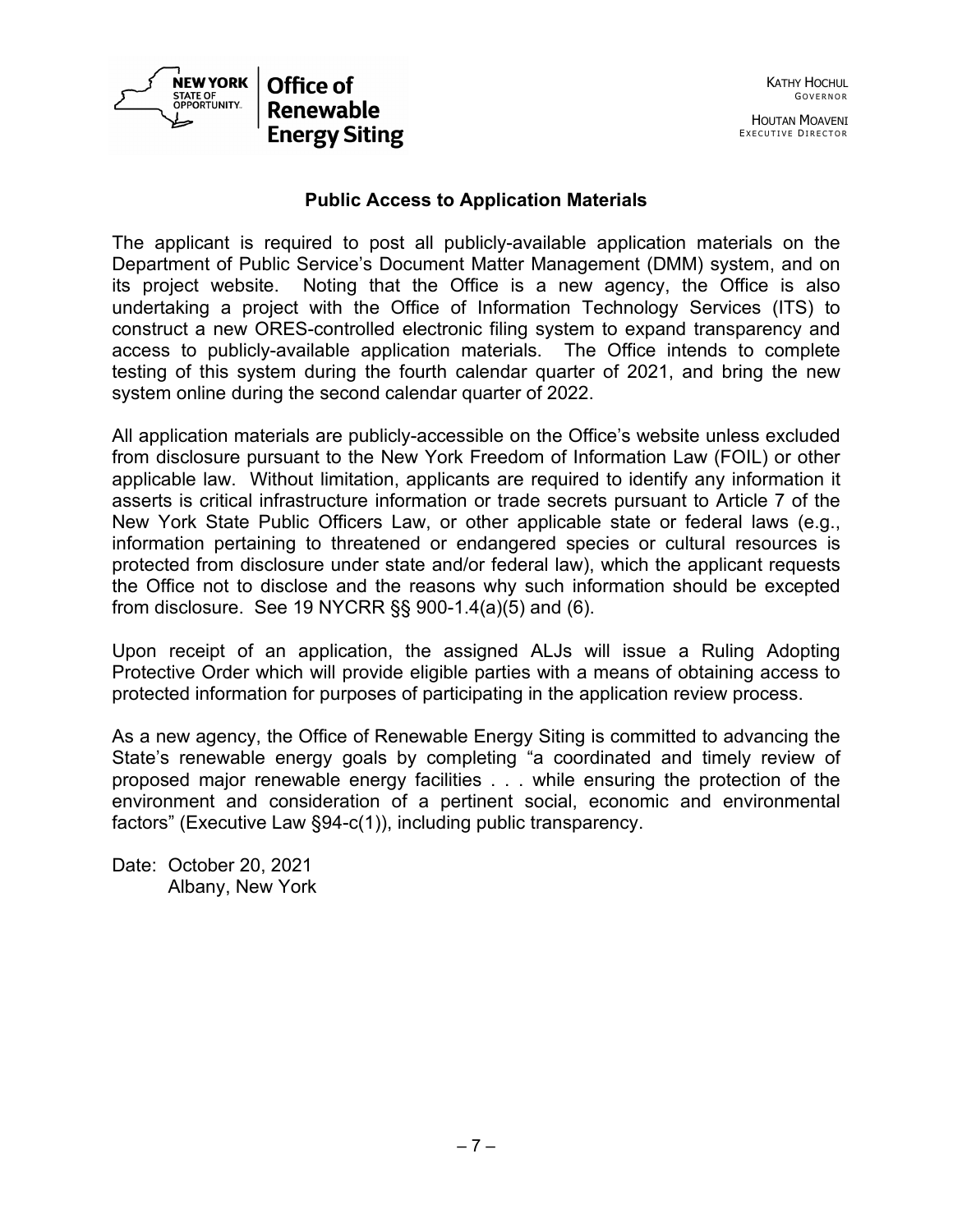KATHY HOCHUL
GOVERNOR

HOUTAN MOAVENI
EXECUTIVE DIRECTOR

## Public Access to Application Materials

The applicant is required to post all publicly-available application materials on the Department of Public Service's Document Matter Management (DMM) system, and on its project website. Noting that the Office is a new agency, the Office is also undertaking a project with the Office of Information Technology Services (ITS) to construct a new ORES-controlled electronic filing system to expand transparency and access to publicly-available application materials. The Office intends to complete testing of this system during the fourth calendar quarter of 2021, and bring the new system online during the second calendar quarter of 2022.

All application materials are publicly-accessible on the Office's website unless excluded from disclosure pursuant to the New York Freedom of Information Law (FOIL) or other applicable law. Without limitation, applicants are required to identify any information it asserts is critical infrastructure information or trade secrets pursuant to Article 7 of the New York State Public Officers Law, or other applicable state or federal laws (e.g., information pertaining to threatened or endangered species or cultural resources is protected from disclosure under state and/or federal law), which the applicant requests the Office not to disclose and the reasons why such information should be excepted from disclosure. See 19 NYCRR §§ 900-1.4(a)(5) and (6).

Upon receipt of an application, the assigned ALJs will issue a Ruling Adopting Protective Order which will provide eligible parties with a means of obtaining access to protected information for purposes of participating in the application review process.

As a new agency, the Office of Renewable Energy Siting is committed to advancing the State's renewable energy goals by completing "a coordinated and timely review of proposed major renewable energy facilities . . . while ensuring the protection of the environment and consideration of a pertinent social, economic and environmental factors" (Executive Law §94-c(1)), including public transparency.

Date: October 20, 2021
Albany, New York